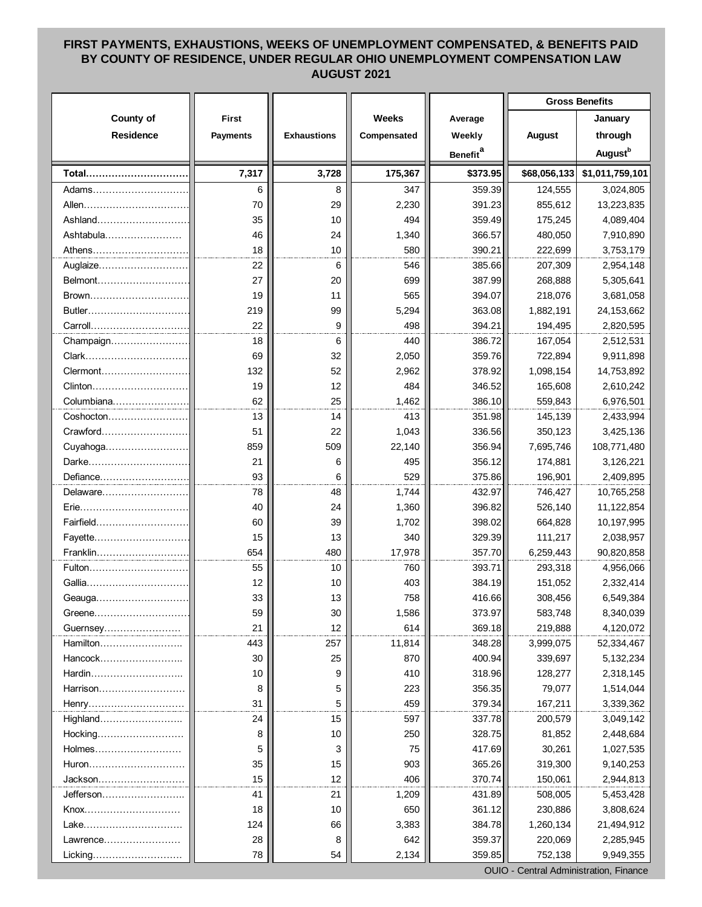## FIRST PAYMENTS, EXHAUSTIONS, WEEKS OF UNEMPLOYMENT COMPENSATED, & BENEFITS PAID BY COUNTY OF RESIDENCE, UNDER REGULAR OHIO UNEMPLOYMENT COMPENSATION LAW AUGUST 2021

| County of Residence | First Payments | Exhaustions | Weeks Compensated | Average Weekly Benefit[a] | Gross Benefits | |
|---|---|---|---|---|---|---|
| | | | | | August | January through August[b] |
| **Total** | **7,317** | **3,728** | **175,367** | **$373.95** | **$68,056,133** | **$1,011,759,101** |
| Adams | 6 | 8 | 347 | 359.39 | 124,555 | 3,024,805 |
| Allen | 70 | 29 | 2,230 | 391.23 | 855,612 | 13,223,835 |
| Ashland | 35 | 10 | 494 | 359.49 | 175,245 | 4,089,404 |
| Ashtabula | 46 | 24 | 1,340 | 366.57 | 480,050 | 7,910,890 |
| Athens | 18 | 10 | 580 | 390.21 | 222,699 | 3,753,179 |
| Auglaize | 22 | 6 | 546 | 385.66 | 207,309 | 2,954,148 |
| Belmont | 27 | 20 | 699 | 387.99 | 268,888 | 5,305,641 |
| Brown | 19 | 11 | 565 | 394.07 | 218,076 | 3,681,058 |
| Butler | 219 | 99 | 5,294 | 363.08 | 1,882,191 | 24,153,662 |
| Carroll | 22 | 9 | 498 | 394.21 | 194,495 | 2,820,595 |
| Champaign | 18 | 6 | 440 | 386.72 | 167,054 | 2,512,531 |
| Clark | 69 | 32 | 2,050 | 359.76 | 722,894 | 9,911,898 |
| Clermont | 132 | 52 | 2,962 | 378.92 | 1,098,154 | 14,753,892 |
| Clinton | 19 | 12 | 484 | 346.52 | 165,608 | 2,610,242 |
| Columbiana | 62 | 25 | 1,462 | 386.10 | 559,843 | 6,976,501 |
| Coshocton | 13 | 14 | 413 | 351.98 | 145,139 | 2,433,994 |
| Crawford | 51 | 22 | 1,043 | 336.56 | 350,123 | 3,425,136 |
| Cuyahoga | 859 | 509 | 22,140 | 356.94 | 7,695,746 | 108,771,480 |
| Darke | 21 | 6 | 495 | 356.12 | 174,881 | 3,126,221 |
| Defiance | 93 | 6 | 529 | 375.86 | 196,901 | 2,409,895 |
| Delaware | 78 | 48 | 1,744 | 432.97 | 746,427 | 10,765,258 |
| Erie | 40 | 24 | 1,360 | 396.82 | 526,140 | 11,122,854 |
| Fairfield | 60 | 39 | 1,702 | 398.02 | 664,828 | 10,197,995 |
| Fayette | 15 | 13 | 340 | 329.39 | 111,217 | 2,038,957 |
| Franklin | 654 | 480 | 17,978 | 357.70 | 6,259,443 | 90,820,858 |
| Fulton | 55 | 10 | 760 | 393.71 | 293,318 | 4,956,066 |
| Gallia | 12 | 10 | 403 | 384.19 | 151,052 | 2,332,414 |
| Geauga | 33 | 13 | 758 | 416.66 | 308,456 | 6,549,384 |
| Greene | 59 | 30 | 1,586 | 373.97 | 583,748 | 8,340,039 |
| Guernsey | 21 | 12 | 614 | 369.18 | 219,888 | 4,120,072 |
| Hamilton | 443 | 257 | 11,814 | 348.28 | 3,999,075 | 52,334,467 |
| Hancock | 30 | 25 | 870 | 400.94 | 339,697 | 5,132,234 |
| Hardin | 10 | 9 | 410 | 318.96 | 128,277 | 2,318,145 |
| Harrison | 8 | 5 | 223 | 356.35 | 79,077 | 1,514,044 |
| Henry | 31 | 5 | 459 | 379.34 | 167,211 | 3,339,362 |
| Highland | 24 | 15 | 597 | 337.78 | 200,579 | 3,049,142 |
| Hocking | 8 | 10 | 250 | 328.75 | 81,852 | 2,448,684 |
| Holmes | 5 | 3 | 75 | 417.69 | 30,261 | 1,027,535 |
| Huron | 35 | 15 | 903 | 365.26 | 319,300 | 9,140,253 |
| Jackson | 15 | 12 | 406 | 370.74 | 150,061 | 2,944,813 |
| Jefferson | 41 | 21 | 1,209 | 431.89 | 508,005 | 5,453,428 |
| Knox | 18 | 10 | 650 | 361.12 | 230,886 | 3,808,624 |
| Lake | 124 | 66 | 3,383 | 384.78 | 1,260,134 | 21,494,912 |
| Lawrence | 28 | 8 | 642 | 359.37 | 220,069 | 2,285,945 |
| Licking | 78 | 54 | 2,134 | 359.85 | 752,138 | 9,949,355 |

OUIO - Central Administration, Finance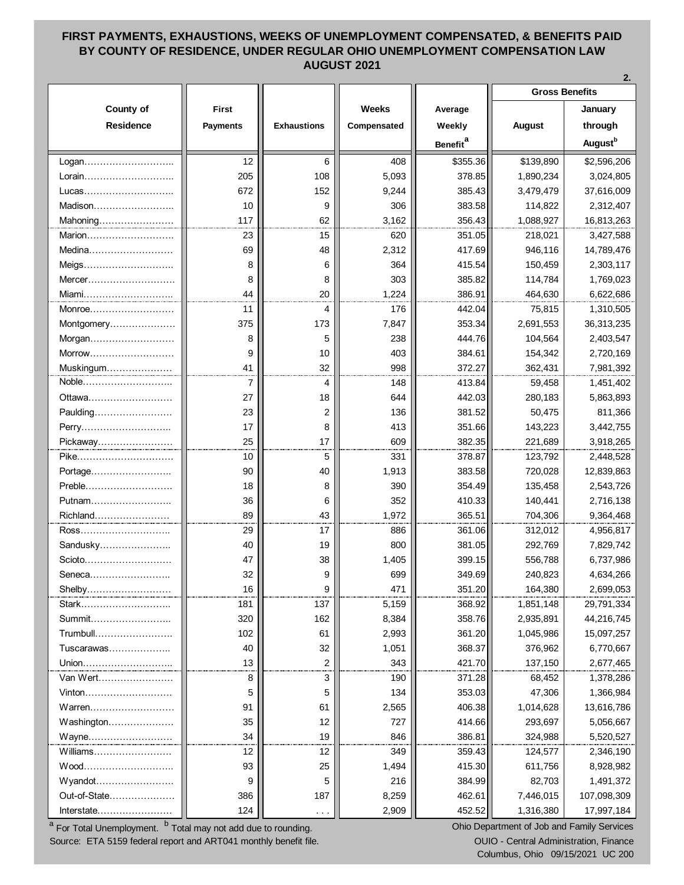# FIRST PAYMENTS, EXHAUSTIONS, WEEKS OF UNEMPLOYMENT COMPENSATED, & BENEFITS PAID BY COUNTY OF RESIDENCE, UNDER REGULAR OHIO UNEMPLOYMENT COMPENSATION LAW AUGUST 2021

2.

| County of Residence | First Payments | Exhaustions | Weeks Compensated | Average Weekly Benefit[a] | Gross Benefits August | Gross Benefits January through August[b] |
|---|---|---|---|---|---|---|
| Logan | 12 | 6 | 408 | $355.36 | $139,890 | $2,596,206 |
| Lorain | 205 | 108 | 5,093 | 378.85 | 1,890,234 | 3,024,805 |
| Lucas | 672 | 152 | 9,244 | 385.43 | 3,479,479 | 37,616,009 |
| Madison | 10 | 9 | 306 | 383.58 | 114,822 | 2,312,407 |
| Mahoning | 117 | 62 | 3,162 | 356.43 | 1,088,927 | 16,813,263 |
| Marion | 23 | 15 | 620 | 351.05 | 218,021 | 3,427,588 |
| Medina | 69 | 48 | 2,312 | 417.69 | 946,116 | 14,789,476 |
| Meigs | 8 | 6 | 364 | 415.54 | 150,459 | 2,303,117 |
| Mercer | 8 | 8 | 303 | 385.82 | 114,784 | 1,769,023 |
| Miami | 44 | 20 | 1,224 | 386.91 | 464,630 | 6,622,686 |
| Monroe | 11 | 4 | 176 | 442.04 | 75,815 | 1,310,505 |
| Montgomery | 375 | 173 | 7,847 | 353.34 | 2,691,553 | 36,313,235 |
| Morgan | 8 | 5 | 238 | 444.76 | 104,564 | 2,403,547 |
| Morrow | 9 | 10 | 403 | 384.61 | 154,342 | 2,720,169 |
| Muskingum | 41 | 32 | 998 | 372.27 | 362,431 | 7,981,392 |
| Noble | 7 | 4 | 148 | 413.84 | 59,458 | 1,451,402 |
| Ottawa | 27 | 18 | 644 | 442.03 | 280,183 | 5,863,893 |
| Paulding | 23 | 2 | 136 | 381.52 | 50,475 | 811,366 |
| Perry | 17 | 8 | 413 | 351.66 | 143,223 | 3,442,755 |
| Pickaway | 25 | 17 | 609 | 382.35 | 221,689 | 3,918,265 |
| Pike | 10 | 5 | 331 | 378.87 | 123,792 | 2,448,528 |
| Portage | 90 | 40 | 1,913 | 383.58 | 720,028 | 12,839,863 |
| Preble | 18 | 8 | 390 | 354.49 | 135,458 | 2,543,726 |
| Putnam | 36 | 6 | 352 | 410.33 | 140,441 | 2,716,138 |
| Richland | 89 | 43 | 1,972 | 365.51 | 704,306 | 9,364,468 |
| Ross | 29 | 17 | 886 | 361.06 | 312,012 | 4,956,817 |
| Sandusky | 40 | 19 | 800 | 381.05 | 292,769 | 7,829,742 |
| Scioto | 47 | 38 | 1,405 | 399.15 | 556,788 | 6,737,986 |
| Seneca | 32 | 9 | 699 | 349.69 | 240,823 | 4,634,266 |
| Shelby | 16 | 9 | 471 | 351.20 | 164,380 | 2,699,053 |
| Stark | 181 | 137 | 5,159 | 368.92 | 1,851,148 | 29,791,334 |
| Summit | 320 | 162 | 8,384 | 358.76 | 2,935,891 | 44,216,745 |
| Trumbull | 102 | 61 | 2,993 | 361.20 | 1,045,986 | 15,097,257 |
| Tuscarawas | 40 | 32 | 1,051 | 368.37 | 376,962 | 6,770,667 |
| Union | 13 | 2 | 343 | 421.70 | 137,150 | 2,677,465 |
| Van Wert | 8 | 3 | 190 | 371.28 | 68,452 | 1,378,286 |
| Vinton | 5 | 5 | 134 | 353.03 | 47,306 | 1,366,984 |
| Warren | 91 | 61 | 2,565 | 406.38 | 1,014,628 | 13,616,786 |
| Washington | 35 | 12 | 727 | 414.66 | 293,697 | 5,056,667 |
| Wayne | 34 | 19 | 846 | 386.81 | 324,988 | 5,520,527 |
| Williams | 12 | 12 | 349 | 359.43 | 124,577 | 2,346,190 |
| Wood | 93 | 25 | 1,494 | 415.30 | 611,756 | 8,928,982 |
| Wyandot | 9 | 5 | 216 | 384.99 | 82,703 | 1,491,372 |
| Out-of-State | 386 | 187 | 8,259 | 462.61 | 7,446,015 | 107,098,309 |
| Interstate | 124 | . . . | 2,909 | 452.52 | 1,316,380 | 17,997,184 |

[a] For Total Unemployment. [b] Total may not add due to rounding.

Source: ETA 5159 federal report and ART041 monthly benefit file.

Ohio Department of Job and Family Services
OUIO - Central Administration, Finance
Columbus, Ohio 09/15/2021 UC 200